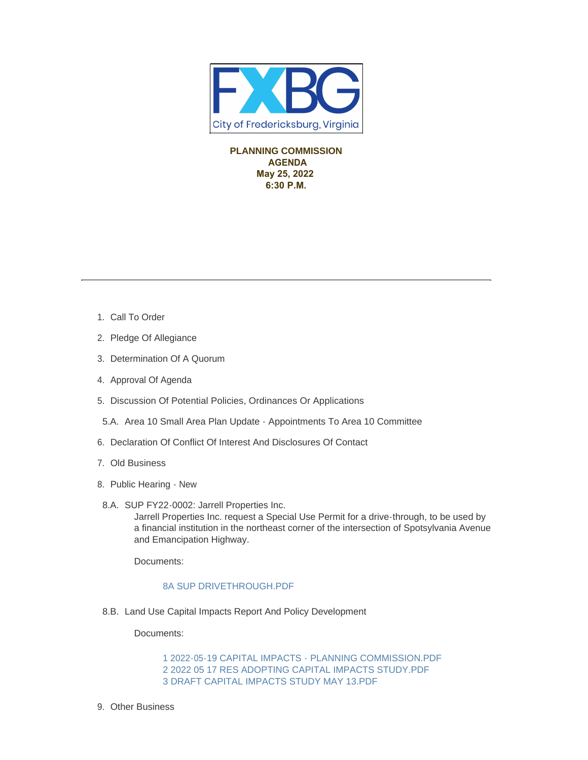FXBG

City of Fredericksburg, Virginia

**PLANNING COMMISSION**
**AGENDA**
**May 25, 2022**
**6:30 P.M.**

---

1. Call To Order
2. Pledge Of Allegiance
3. Determination Of A Quorum
4. Approval Of Agenda
5. Discussion Of Potential Policies, Ordinances Or Applications

5.A. Area 10 Small Area Plan Update - Appointments To Area 10 Committee

6. Declaration Of Conflict Of Interest And Disclosures Of Contact
7. Old Business
8. Public Hearing - New

8.A. SUP FY22-0002: Jarrell Properties Inc.
Jarrell Properties Inc. request a Special Use Permit for a drive-through, to be used by a financial institution in the northeast corner of the intersection of Spotsylvania Avenue and Emancipation Highway.

Documents:

8A SUP DRIVETHROUGH.PDF

8.B. Land Use Capital Impacts Report And Policy Development

Documents:

1 2022-05-19 CAPITAL IMPACTS - PLANNING COMMISSION.PDF
2 2022 05 17 RES ADOPTING CAPITAL IMPACTS STUDY.PDF
3 DRAFT CAPITAL IMPACTS STUDY MAY 13.PDF

9. Other Business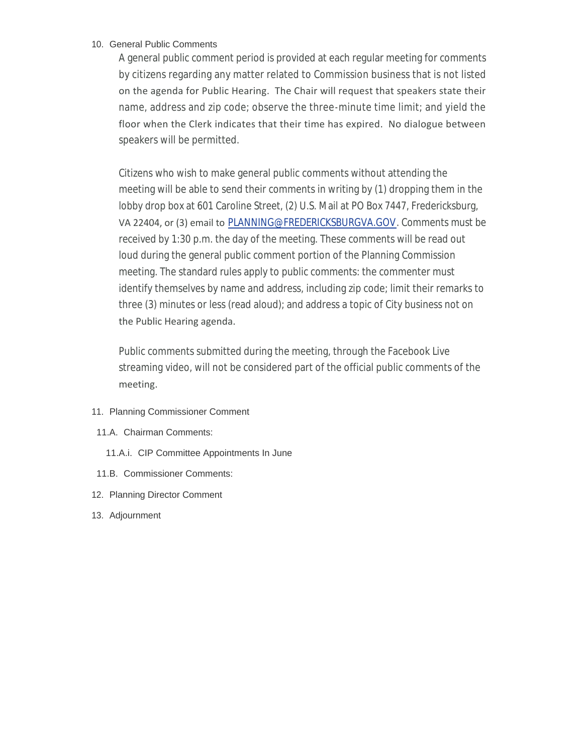10. General Public Comments

    A general public comment period is provided at each regular meeting for comments by citizens regarding any matter related to Commission business that is not listed on the agenda for Public Hearing. The Chair will request that speakers state their name, address and zip code; observe the three-minute time limit; and yield the floor when the Clerk indicates that their time has expired. No dialogue between speakers will be permitted.

    Citizens who wish to make general public comments without attending the meeting will be able to send their comments in writing by (1) dropping them in the lobby drop box at 601 Caroline Street, (2) U.S. Mail at PO Box 7447, Fredericksburg, VA 22404, or (3) email to [PLANNING@FREDERICKSBURGVA.GOV](mailto:PLANNING@FREDERICKSBURGVA.GOV). Comments must be received by 1:30 p.m. the day of the meeting. These comments will be read out loud during the general public comment portion of the Planning Commission meeting. The standard rules apply to public comments: the commenter must identify themselves by name and address, including zip code; limit their remarks to three (3) minutes or less (read aloud); and address a topic of City business not on the Public Hearing agenda.

    Public comments submitted during the meeting, through the Facebook Live streaming video, will not be considered part of the official public comments of the meeting.

11. Planning Commissioner Comment

    11.A. Chairman Comments:

    11.A.i. CIP Committee Appointments In June

    11.B. Commissioner Comments:

12. Planning Director Comment

13. Adjournment